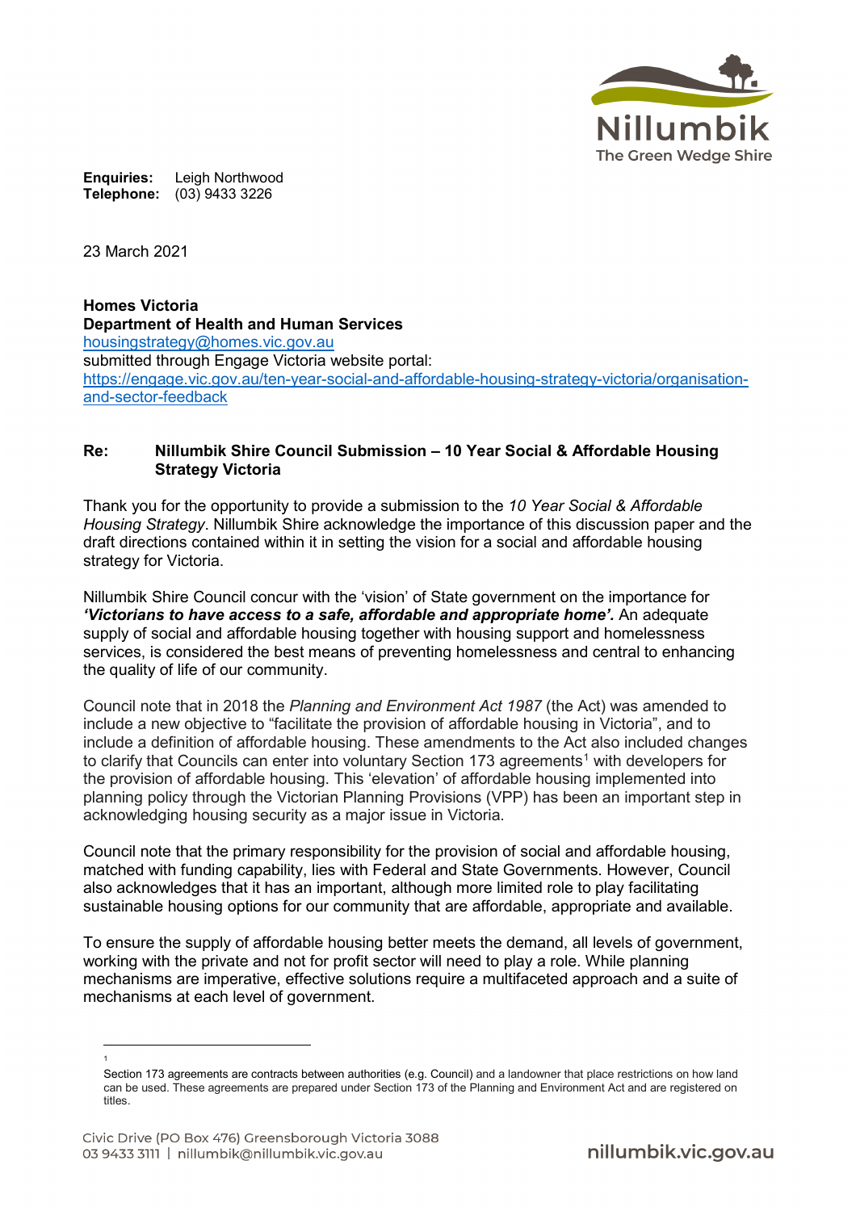**Enquiries:** Leigh Northwood
**Telephone:** (03) 9433 3226

23 March 2021

**Homes Victoria**
**Department of Health and Human Services**
housingstrategy@homes.vic.gov.au
submitted through Engage Victoria website portal:
https://engage.vic.gov.au/ten-year-social-and-affordable-housing-strategy-victoria/organisation-and-sector-feedback

**Re: Nillumbik Shire Council Submission – 10 Year Social & Affordable Housing Strategy Victoria**

Thank you for the opportunity to provide a submission to the *10 Year Social & Affordable Housing Strategy*. Nillumbik Shire acknowledge the importance of this discussion paper and the draft directions contained within it in setting the vision for a social and affordable housing strategy for Victoria.

Nillumbik Shire Council concur with the 'vision' of State government on the importance for ***'Victorians to have access to a safe, affordable and appropriate home'.*** An adequate supply of social and affordable housing together with housing support and homelessness services, is considered the best means of preventing homelessness and central to enhancing the quality of life of our community.

Council note that in 2018 the *Planning and Environment Act 1987* (the Act) was amended to include a new objective to "facilitate the provision of affordable housing in Victoria", and to include a definition of affordable housing. These amendments to the Act also included changes to clarify that Councils can enter into voluntary Section 173 agreements[1] with developers for the provision of affordable housing. This 'elevation' of affordable housing implemented into planning policy through the Victorian Planning Provisions (VPP) has been an important step in acknowledging housing security as a major issue in Victoria.

Council note that the primary responsibility for the provision of social and affordable housing, matched with funding capability, lies with Federal and State Governments. However, Council also acknowledges that it has an important, although more limited role to play facilitating sustainable housing options for our community that are affordable, appropriate and available.

To ensure the supply of affordable housing better meets the demand, all levels of government, working with the private and not for profit sector will need to play a role. While planning mechanisms are imperative, effective solutions require a multifaceted approach and a suite of mechanisms at each level of government.

[1] Section 173 agreements are contracts between authorities (e.g. Council) and a landowner that place restrictions on how land can be used. These agreements are prepared under Section 173 of the Planning and Environment Act and are registered on titles.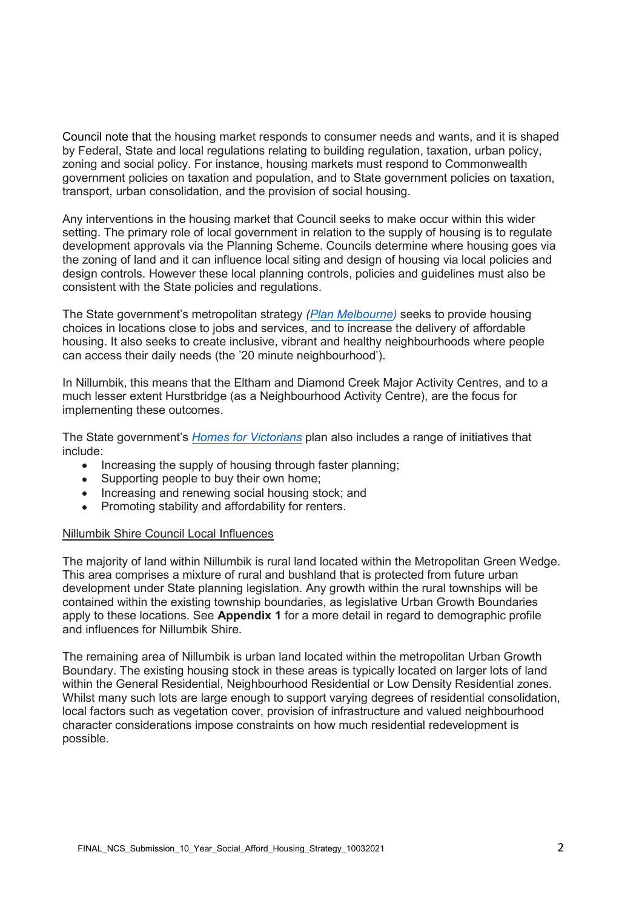Council note that the housing market responds to consumer needs and wants, and it is shaped by Federal, State and local regulations relating to building regulation, taxation, urban policy, zoning and social policy. For instance, housing markets must respond to Commonwealth government policies on taxation and population, and to State government policies on taxation, transport, urban consolidation, and the provision of social housing.

Any interventions in the housing market that Council seeks to make occur within this wider setting. The primary role of local government in relation to the supply of housing is to regulate development approvals via the Planning Scheme. Councils determine where housing goes via the zoning of land and it can influence local siting and design of housing via local policies and design controls. However these local planning controls, policies and guidelines must also be consistent with the State policies and regulations.

The State government's metropolitan strategy *(Plan Melbourne)* seeks to provide housing choices in locations close to jobs and services, and to increase the delivery of affordable housing. It also seeks to create inclusive, vibrant and healthy neighbourhoods where people can access their daily needs (the '20 minute neighbourhood').

In Nillumbik, this means that the Eltham and Diamond Creek Major Activity Centres, and to a much lesser extent Hurstbridge (as a Neighbourhood Activity Centre), are the focus for implementing these outcomes.

The State government's *Homes for Victorians* plan also includes a range of initiatives that include:

- Increasing the supply of housing through faster planning;
- Supporting people to buy their own home;
- Increasing and renewing social housing stock; and
- Promoting stability and affordability for renters.

Nillumbik Shire Council Local Influences

The majority of land within Nillumbik is rural land located within the Metropolitan Green Wedge. This area comprises a mixture of rural and bushland that is protected from future urban development under State planning legislation. Any growth within the rural townships will be contained within the existing township boundaries, as legislative Urban Growth Boundaries apply to these locations. See **Appendix 1** for a more detail in regard to demographic profile and influences for Nillumbik Shire.

The remaining area of Nillumbik is urban land located within the metropolitan Urban Growth Boundary. The existing housing stock in these areas is typically located on larger lots of land within the General Residential, Neighbourhood Residential or Low Density Residential zones. Whilst many such lots are large enough to support varying degrees of residential consolidation, local factors such as vegetation cover, provision of infrastructure and valued neighbourhood character considerations impose constraints on how much residential redevelopment is possible.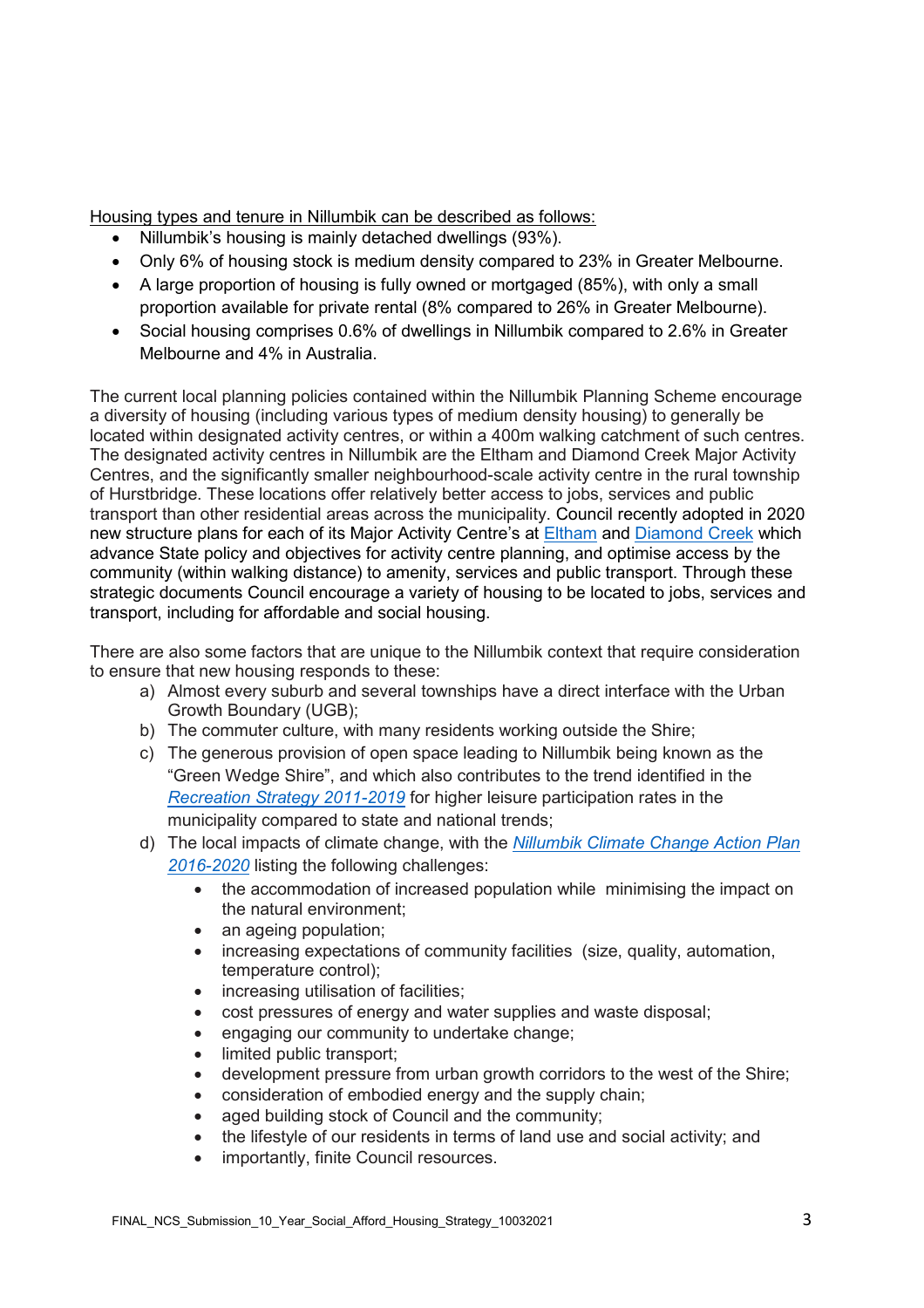Housing types and tenure in Nillumbik can be described as follows:

- Nillumbik's housing is mainly detached dwellings (93%).
- Only 6% of housing stock is medium density compared to 23% in Greater Melbourne.
- A large proportion of housing is fully owned or mortgaged (85%), with only a small proportion available for private rental (8% compared to 26% in Greater Melbourne).
- Social housing comprises 0.6% of dwellings in Nillumbik compared to 2.6% in Greater Melbourne and 4% in Australia.

The current local planning policies contained within the Nillumbik Planning Scheme encourage a diversity of housing (including various types of medium density housing) to generally be located within designated activity centres, or within a 400m walking catchment of such centres. The designated activity centres in Nillumbik are the Eltham and Diamond Creek Major Activity Centres, and the significantly smaller neighbourhood-scale activity centre in the rural township of Hurstbridge. These locations offer relatively better access to jobs, services and public transport than other residential areas across the municipality. Council recently adopted in 2020 new structure plans for each of its Major Activity Centre's at Eltham and Diamond Creek which advance State policy and objectives for activity centre planning, and optimise access by the community (within walking distance) to amenity, services and public transport. Through these strategic documents Council encourage a variety of housing to be located to jobs, services and transport, including for affordable and social housing.

There are also some factors that are unique to the Nillumbik context that require consideration to ensure that new housing responds to these:

a) Almost every suburb and several townships have a direct interface with the Urban Growth Boundary (UGB);
b) The commuter culture, with many residents working outside the Shire;
c) The generous provision of open space leading to Nillumbik being known as the "Green Wedge Shire", and which also contributes to the trend identified in the *Recreation Strategy 2011-2019* for higher leisure participation rates in the municipality compared to state and national trends;
d) The local impacts of climate change, with the *Nillumbik Climate Change Action Plan 2016-2020* listing the following challenges:
    - the accommodation of increased population while minimising the impact on the natural environment;
    - an ageing population;
    - increasing expectations of community facilities (size, quality, automation, temperature control);
    - increasing utilisation of facilities;
    - cost pressures of energy and water supplies and waste disposal;
    - engaging our community to undertake change;
    - limited public transport;
    - development pressure from urban growth corridors to the west of the Shire;
    - consideration of embodied energy and the supply chain;
    - aged building stock of Council and the community;
    - the lifestyle of our residents in terms of land use and social activity; and
    - importantly, finite Council resources.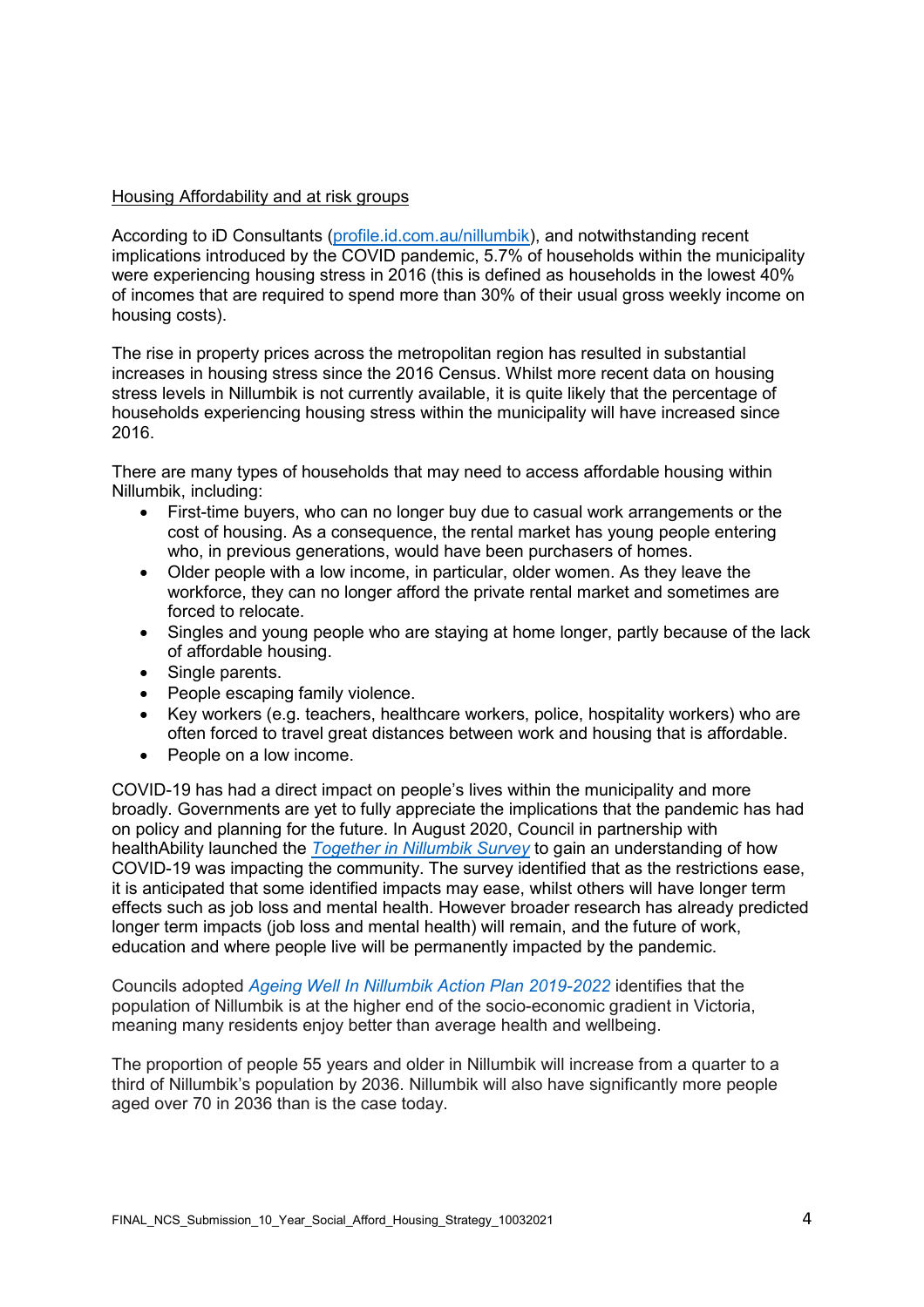## Housing Affordability and at risk groups

According to iD Consultants ([profile.id.com.au/nillumbik](profile.id.com.au/nillumbik)), and notwithstanding recent implications introduced by the COVID pandemic, 5.7% of households within the municipality were experiencing housing stress in 2016 (this is defined as households in the lowest 40% of incomes that are required to spend more than 30% of their usual gross weekly income on housing costs).

The rise in property prices across the metropolitan region has resulted in substantial increases in housing stress since the 2016 Census. Whilst more recent data on housing stress levels in Nillumbik is not currently available, it is quite likely that the percentage of households experiencing housing stress within the municipality will have increased since 2016.

There are many types of households that may need to access affordable housing within Nillumbik, including:

- First-time buyers, who can no longer buy due to casual work arrangements or the cost of housing. As a consequence, the rental market has young people entering who, in previous generations, would have been purchasers of homes.
- Older people with a low income, in particular, older women. As they leave the workforce, they can no longer afford the private rental market and sometimes are forced to relocate.
- Singles and young people who are staying at home longer, partly because of the lack of affordable housing.
- Single parents.
- People escaping family violence.
- Key workers (e.g. teachers, healthcare workers, police, hospitality workers) who are often forced to travel great distances between work and housing that is affordable.
- People on a low income.

COVID-19 has had a direct impact on people's lives within the municipality and more broadly. Governments are yet to fully appreciate the implications that the pandemic has had on policy and planning for the future. In August 2020, Council in partnership with healthAbility launched the *Together in Nillumbik Survey* to gain an understanding of how COVID-19 was impacting the community. The survey identified that as the restrictions ease, it is anticipated that some identified impacts may ease, whilst others will have longer term effects such as job loss and mental health. However broader research has already predicted longer term impacts (job loss and mental health) will remain, and the future of work, education and where people live will be permanently impacted by the pandemic.

Councils adopted *Ageing Well In Nillumbik Action Plan 2019-2022* identifies that the population of Nillumbik is at the higher end of the socio-economic gradient in Victoria, meaning many residents enjoy better than average health and wellbeing.

The proportion of people 55 years and older in Nillumbik will increase from a quarter to a third of Nillumbik's population by 2036. Nillumbik will also have significantly more people aged over 70 in 2036 than is the case today.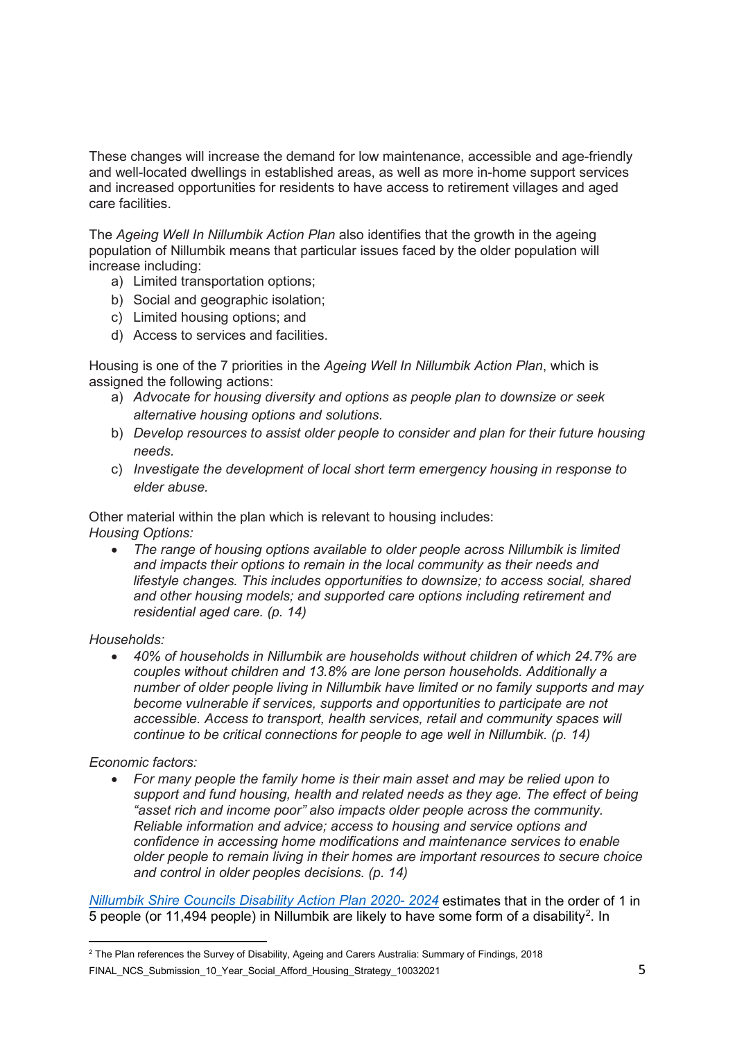These changes will increase the demand for low maintenance, accessible and age-friendly and well-located dwellings in established areas, as well as more in-home support services and increased opportunities for residents to have access to retirement villages and aged care facilities.

The *Ageing Well In Nillumbik Action Plan* also identifies that the growth in the ageing population of Nillumbik means that particular issues faced by the older population will increase including:

a) Limited transportation options;
b) Social and geographic isolation;
c) Limited housing options; and
d) Access to services and facilities.

Housing is one of the 7 priorities in the *Ageing Well In Nillumbik Action Plan*, which is assigned the following actions:

a) *Advocate for housing diversity and options as people plan to downsize or seek alternative housing options and solutions.*
b) *Develop resources to assist older people to consider and plan for their future housing needs.*
c) *Investigate the development of local short term emergency housing in response to elder abuse.*

Other material within the plan which is relevant to housing includes:
*Housing Options:*

- *The range of housing options available to older people across Nillumbik is limited and impacts their options to remain in the local community as their needs and lifestyle changes. This includes opportunities to downsize; to access social, shared and other housing models; and supported care options including retirement and residential aged care. (p. 14)*

*Households:*

- *40% of households in Nillumbik are households without children of which 24.7% are couples without children and 13.8% are lone person households. Additionally a number of older people living in Nillumbik have limited or no family supports and may become vulnerable if services, supports and opportunities to participate are not accessible. Access to transport, health services, retail and community spaces will continue to be critical connections for people to age well in Nillumbik. (p. 14)*

*Economic factors:*

- *For many people the family home is their main asset and may be relied upon to support and fund housing, health and related needs as they age. The effect of being "asset rich and income poor" also impacts older people across the community. Reliable information and advice; access to housing and service options and confidence in accessing home modifications and maintenance services to enable older people to remain living in their homes are important resources to secure choice and control in older peoples decisions. (p. 14)*

[Nillumbik Shire Councils Disability Action Plan 2020- 2024] estimates that in the order of 1 in 5 people (or 11,494 people) in Nillumbik are likely to have some form of a disability[2]. In

---

[2] The Plan references the Survey of Disability, Ageing and Carers Australia: Summary of Findings, 2018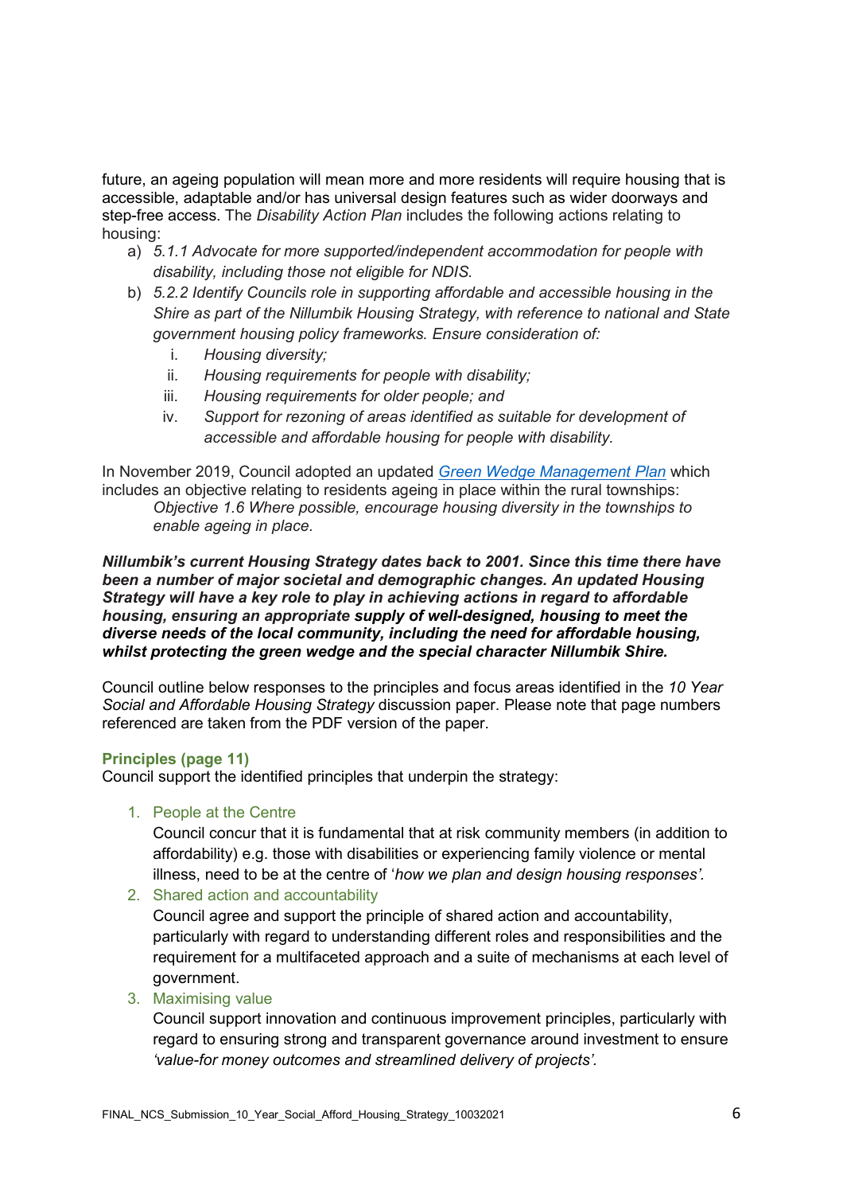future, an ageing population will mean more and more residents will require housing that is accessible, adaptable and/or has universal design features such as wider doorways and step-free access. The *Disability Action Plan* includes the following actions relating to housing:

a) *5.1.1 Advocate for more supported/independent accommodation for people with disability, including those not eligible for NDIS.*
b) *5.2.2 Identify Councils role in supporting affordable and accessible housing in the Shire as part of the Nillumbik Housing Strategy, with reference to national and State government housing policy frameworks. Ensure consideration of:*
   i. *Housing diversity;*
   ii. *Housing requirements for people with disability;*
   iii. *Housing requirements for older people; and*
   iv. *Support for rezoning of areas identified as suitable for development of accessible and affordable housing for people with disability.*

In November 2019, Council adopted an updated [Green Wedge Management Plan]() which includes an objective relating to residents ageing in place within the rural townships:

> *Objective 1.6 Where possible, encourage housing diversity in the townships to enable ageing in place.*

***Nillumbik's current Housing Strategy dates back to 2001. Since this time there have been a number of major societal and demographic changes. An updated Housing Strategy will have a key role to play in achieving actions in regard to affordable housing, ensuring an appropriate supply of well-designed, housing to meet the diverse needs of the local community, including the need for affordable housing, whilst protecting the green wedge and the special character Nillumbik Shire.***

Council outline below responses to the principles and focus areas identified in the *10 Year Social and Affordable Housing Strategy* discussion paper. Please note that page numbers referenced are taken from the PDF version of the paper.

### Principles (page 11)

Council support the identified principles that underpin the strategy:

1. People at the Centre
   Council concur that it is fundamental that at risk community members (in addition to affordability) e.g. those with disabilities or experiencing family violence or mental illness, need to be at the centre of '*how we plan and design housing responses'.*
2. Shared action and accountability
   Council agree and support the principle of shared action and accountability, particularly with regard to understanding different roles and responsibilities and the requirement for a multifaceted approach and a suite of mechanisms at each level of government.
3. Maximising value
   Council support innovation and continuous improvement principles, particularly with regard to ensuring strong and transparent governance around investment to ensure *'value-for money outcomes and streamlined delivery of projects'.*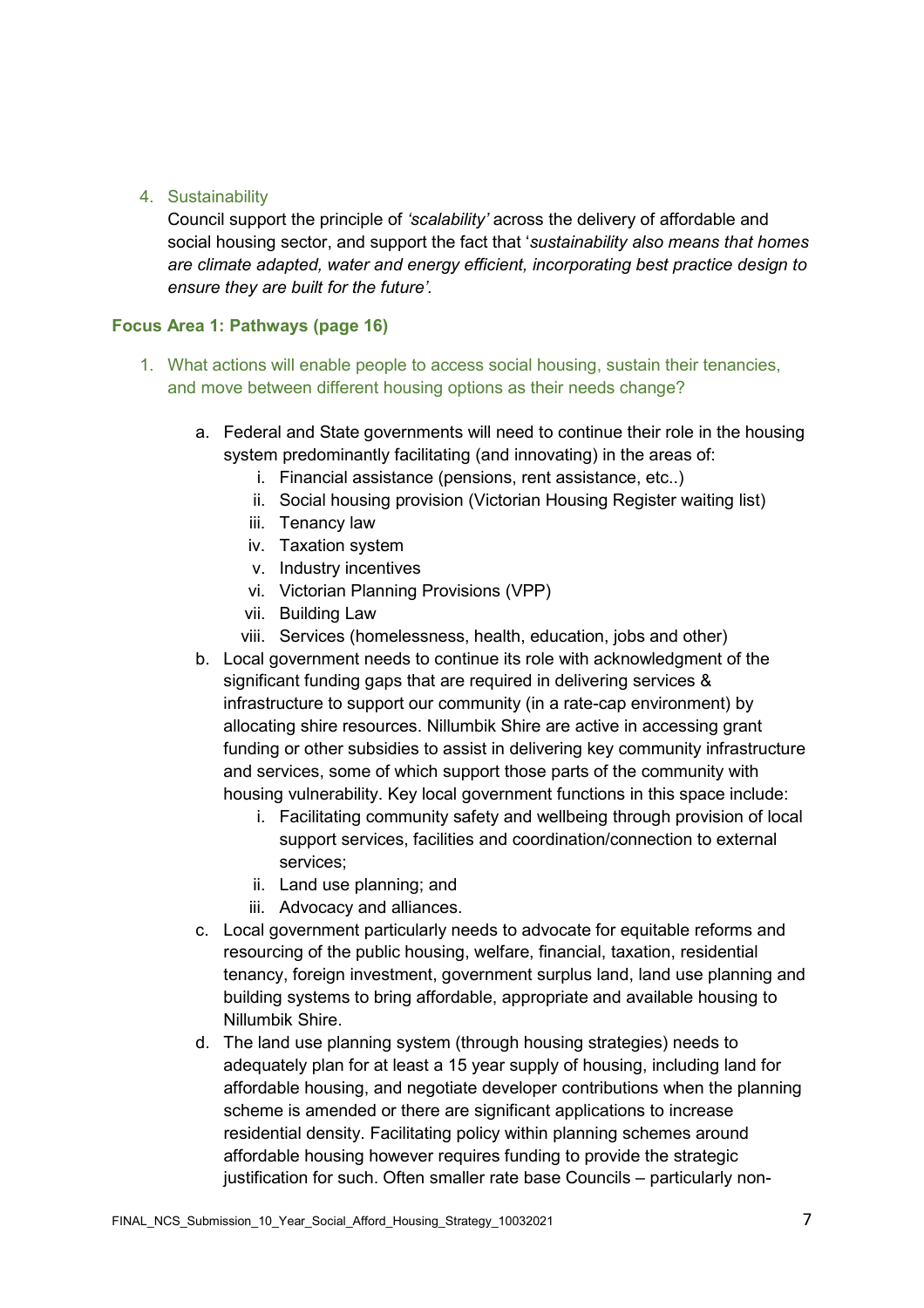4. Sustainability

   Council support the principle of *'scalability'* across the delivery of affordable and social housing sector, and support the fact that '*sustainability also means that homes are climate adapted, water and energy efficient, incorporating best practice design to ensure they are built for the future'*.

### Focus Area 1: Pathways (page 16)

1. What actions will enable people to access social housing, sustain their tenancies, and move between different housing options as their needs change?

   a. Federal and State governments will need to continue their role in the housing system predominantly facilitating (and innovating) in the areas of:
      i. Financial assistance (pensions, rent assistance, etc..)
      ii. Social housing provision (Victorian Housing Register waiting list)
      iii. Tenancy law
      iv. Taxation system
      v. Industry incentives
      vi. Victorian Planning Provisions (VPP)
      vii. Building Law
      viii. Services (homelessness, health, education, jobs and other)

   b. Local government needs to continue its role with acknowledgment of the significant funding gaps that are required in delivering services & infrastructure to support our community (in a rate-cap environment) by allocating shire resources. Nillumbik Shire are active in accessing grant funding or other subsidies to assist in delivering key community infrastructure and services, some of which support those parts of the community with housing vulnerability. Key local government functions in this space include:
      i. Facilitating community safety and wellbeing through provision of local support services, facilities and coordination/connection to external services;
      ii. Land use planning; and
      iii. Advocacy and alliances.

   c. Local government particularly needs to advocate for equitable reforms and resourcing of the public housing, welfare, financial, taxation, residential tenancy, foreign investment, government surplus land, land use planning and building systems to bring affordable, appropriate and available housing to Nillumbik Shire.

   d. The land use planning system (through housing strategies) needs to adequately plan for at least a 15 year supply of housing, including land for affordable housing, and negotiate developer contributions when the planning scheme is amended or there are significant applications to increase residential density. Facilitating policy within planning schemes around affordable housing however requires funding to provide the strategic justification for such. Often smaller rate base Councils – particularly non-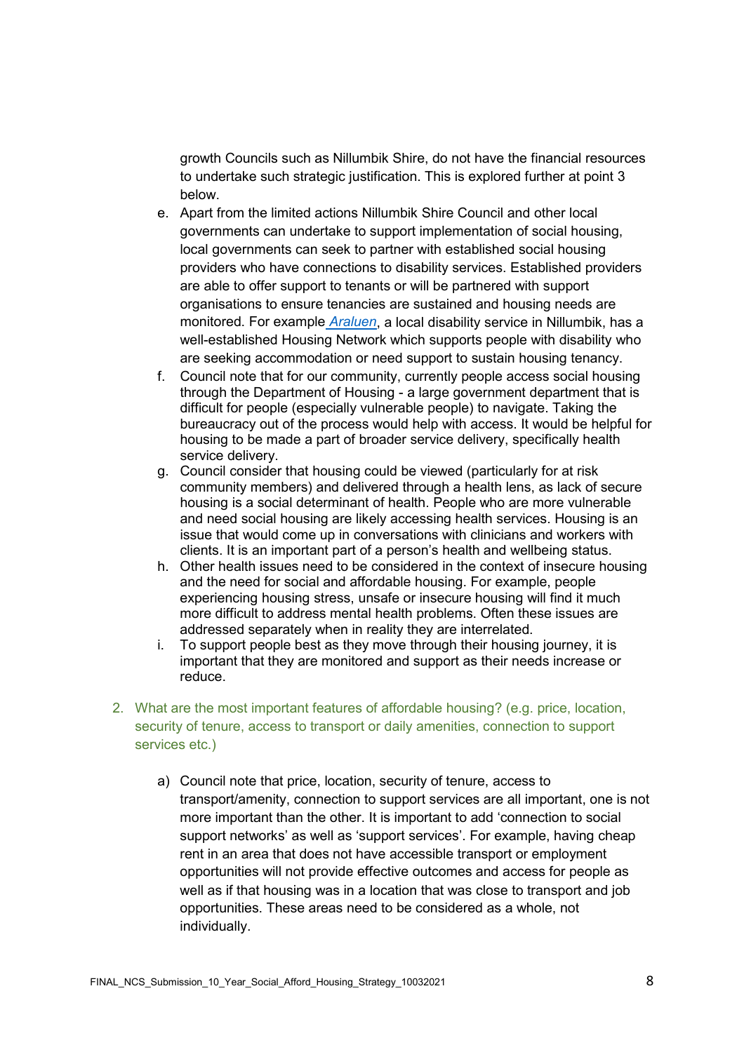growth Councils such as Nillumbik Shire, do not have the financial resources to undertake such strategic justification. This is explored further at point 3 below.

e. Apart from the limited actions Nillumbik Shire Council and other local governments can undertake to support implementation of social housing, local governments can seek to partner with established social housing providers who have connections to disability services. Established providers are able to offer support to tenants or will be partnered with support organisations to ensure tenancies are sustained and housing needs are monitored. For example *Araluen*, a local disability service in Nillumbik, has a well-established Housing Network which supports people with disability who are seeking accommodation or need support to sustain housing tenancy.
f. Council note that for our community, currently people access social housing through the Department of Housing - a large government department that is difficult for people (especially vulnerable people) to navigate. Taking the bureaucracy out of the process would help with access. It would be helpful for housing to be made a part of broader service delivery, specifically health service delivery.
g. Council consider that housing could be viewed (particularly for at risk community members) and delivered through a health lens, as lack of secure housing is a social determinant of health. People who are more vulnerable and need social housing are likely accessing health services. Housing is an issue that would come up in conversations with clinicians and workers with clients. It is an important part of a person's health and wellbeing status.
h. Other health issues need to be considered in the context of insecure housing and the need for social and affordable housing. For example, people experiencing housing stress, unsafe or insecure housing will find it much more difficult to address mental health problems. Often these issues are addressed separately when in reality they are interrelated.
i. To support people best as they move through their housing journey, it is important that they are monitored and support as their needs increase or reduce.

2. What are the most important features of affordable housing? (e.g. price, location, security of tenure, access to transport or daily amenities, connection to support services etc.)

   a) Council note that price, location, security of tenure, access to transport/amenity, connection to support services are all important, one is not more important than the other. It is important to add 'connection to social support networks' as well as 'support services'. For example, having cheap rent in an area that does not have accessible transport or employment opportunities will not provide effective outcomes and access for people as well as if that housing was in a location that was close to transport and job opportunities. These areas need to be considered as a whole, not individually.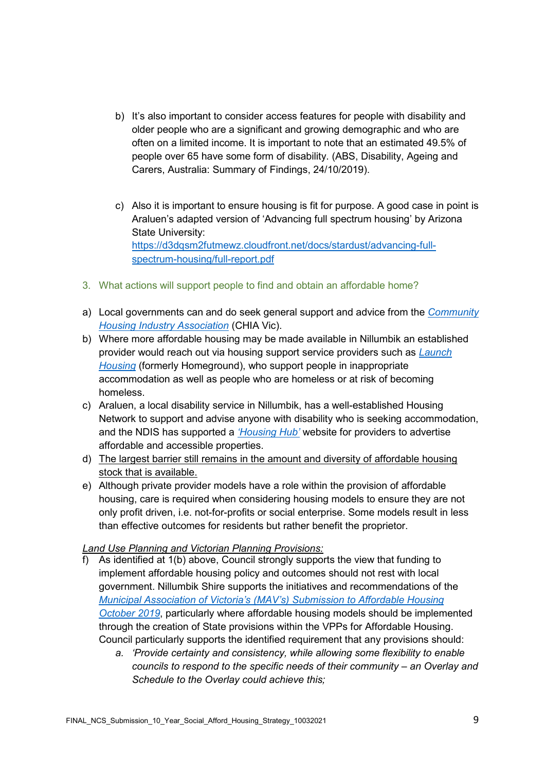b) It's also important to consider access features for people with disability and older people who are a significant and growing demographic and who are often on a limited income. It is important to note that an estimated 49.5% of people over 65 have some form of disability. (ABS, Disability, Ageing and Carers, Australia: Summary of Findings, 24/10/2019).

c) Also it is important to ensure housing is fit for purpose. A good case in point is Araluen's adapted version of 'Advancing full spectrum housing' by Arizona State University: https://d3dqsm2futmewz.cloudfront.net/docs/stardust/advancing-full-spectrum-housing/full-report.pdf

### 3. What actions will support people to find and obtain an affordable home?

a) Local governments can and do seek general support and advice from the *Community Housing Industry Association* (CHIA Vic).

b) Where more affordable housing may be made available in Nillumbik an established provider would reach out via housing support service providers such as Launch Housing (formerly Homeground), who support people in inappropriate accommodation as well as people who are homeless or at risk of becoming homeless.

c) Araluen, a local disability service in Nillumbik, has a well-established Housing Network to support and advise anyone with disability who is seeking accommodation, and the NDIS has supported a *'Housing Hub'* website for providers to advertise affordable and accessible properties.

d) The largest barrier still remains in the amount and diversity of affordable housing stock that is available.

e) Although private provider models have a role within the provision of affordable housing, care is required when considering housing models to ensure they are not only profit driven, i.e. not-for-profits or social enterprise. Some models result in less than effective outcomes for residents but rather benefit the proprietor.

*Land Use Planning and Victorian Planning Provisions:*

f) As identified at 1(b) above, Council strongly supports the view that funding to implement affordable housing policy and outcomes should not rest with local government. Nillumbik Shire supports the initiatives and recommendations of the *Municipal Association of Victoria's (MAV's) Submission to Affordable Housing October 2019*, particularly where affordable housing models should be implemented through the creation of State provisions within the VPPs for Affordable Housing. Council particularly supports the identified requirement that any provisions should:

   a. *'Provide certainty and consistency, while allowing some flexibility to enable councils to respond to the specific needs of their community – an Overlay and Schedule to the Overlay could achieve this;*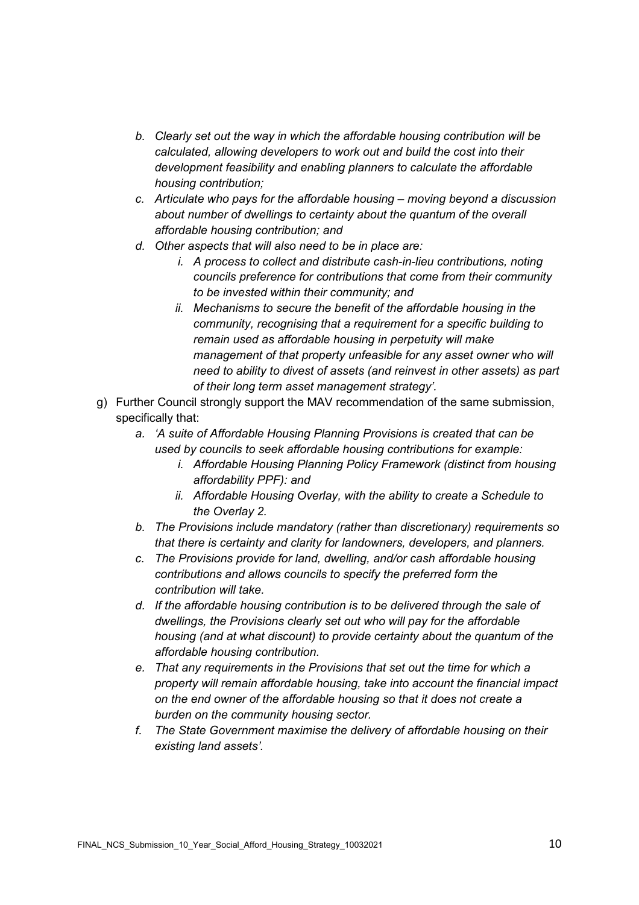b. *Clearly set out the way in which the affordable housing contribution will be calculated, allowing developers to work out and build the cost into their development feasibility and enabling planners to calculate the affordable housing contribution;*
   c. *Articulate who pays for the affordable housing – moving beyond a discussion about number of dwellings to certainty about the quantum of the overall affordable housing contribution; and*
   d. *Other aspects that will also need to be in place are:*
      i. *A process to collect and distribute cash-in-lieu contributions, noting councils preference for contributions that come from their community to be invested within their community; and*
      ii. *Mechanisms to secure the benefit of the affordable housing in the community, recognising that a requirement for a specific building to remain used as affordable housing in perpetuity will make management of that property unfeasible for any asset owner who will need to ability to divest of assets (and reinvest in other assets) as part of their long term asset management strategy'.*

g) Further Council strongly support the MAV recommendation of the same submission, specifically that:
   a. *'A suite of Affordable Housing Planning Provisions is created that can be used by councils to seek affordable housing contributions for example:*
      i. *Affordable Housing Planning Policy Framework (distinct from housing affordability PPF): and*
      ii. *Affordable Housing Overlay, with the ability to create a Schedule to the Overlay 2.*
   b. *The Provisions include mandatory (rather than discretionary) requirements so that there is certainty and clarity for landowners, developers, and planners.*
   c. *The Provisions provide for land, dwelling, and/or cash affordable housing contributions and allows councils to specify the preferred form the contribution will take.*
   d. *If the affordable housing contribution is to be delivered through the sale of dwellings, the Provisions clearly set out who will pay for the affordable housing (and at what discount) to provide certainty about the quantum of the affordable housing contribution.*
   e. *That any requirements in the Provisions that set out the time for which a property will remain affordable housing, take into account the financial impact on the end owner of the affordable housing so that it does not create a burden on the community housing sector.*
   f. *The State Government maximise the delivery of affordable housing on their existing land assets'.*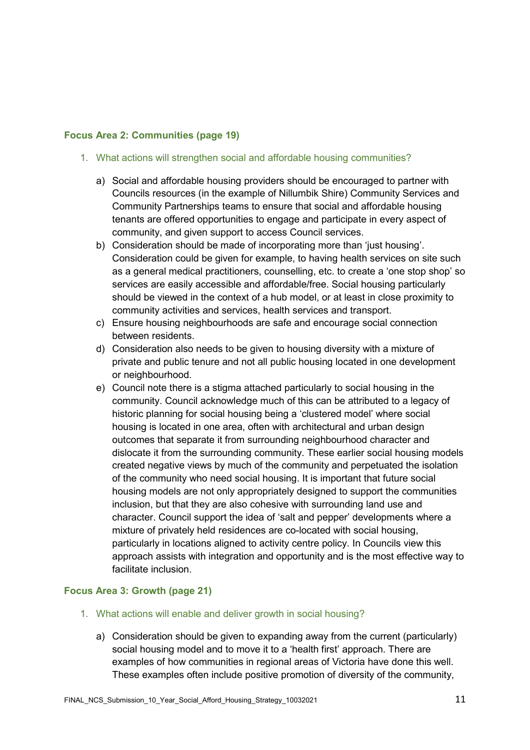### Focus Area 2: Communities (page 19)

1. What actions will strengthen social and affordable housing communities?

    a) Social and affordable housing providers should be encouraged to partner with Councils resources (in the example of Nillumbik Shire) Community Services and Community Partnerships teams to ensure that social and affordable housing tenants are offered opportunities to engage and participate in every aspect of community, and given support to access Council services.

    b) Consideration should be made of incorporating more than 'just housing'. Consideration could be given for example, to having health services on site such as a general medical practitioners, counselling, etc. to create a 'one stop shop' so services are easily accessible and affordable/free. Social housing particularly should be viewed in the context of a hub model, or at least in close proximity to community activities and services, health services and transport.

    c) Ensure housing neighbourhoods are safe and encourage social connection between residents.

    d) Consideration also needs to be given to housing diversity with a mixture of private and public tenure and not all public housing located in one development or neighbourhood.

    e) Council note there is a stigma attached particularly to social housing in the community. Council acknowledge much of this can be attributed to a legacy of historic planning for social housing being a 'clustered model' where social housing is located in one area, often with architectural and urban design outcomes that separate it from surrounding neighbourhood character and dislocate it from the surrounding community. These earlier social housing models created negative views by much of the community and perpetuated the isolation of the community who need social housing. It is important that future social housing models are not only appropriately designed to support the communities inclusion, but that they are also cohesive with surrounding land use and character. Council support the idea of 'salt and pepper' developments where a mixture of privately held residences are co-located with social housing, particularly in locations aligned to activity centre policy. In Councils view this approach assists with integration and opportunity and is the most effective way to facilitate inclusion.

### Focus Area 3: Growth (page 21)

1. What actions will enable and deliver growth in social housing?

    a) Consideration should be given to expanding away from the current (particularly) social housing model and to move it to a 'health first' approach. There are examples of how communities in regional areas of Victoria have done this well. These examples often include positive promotion of diversity of the community,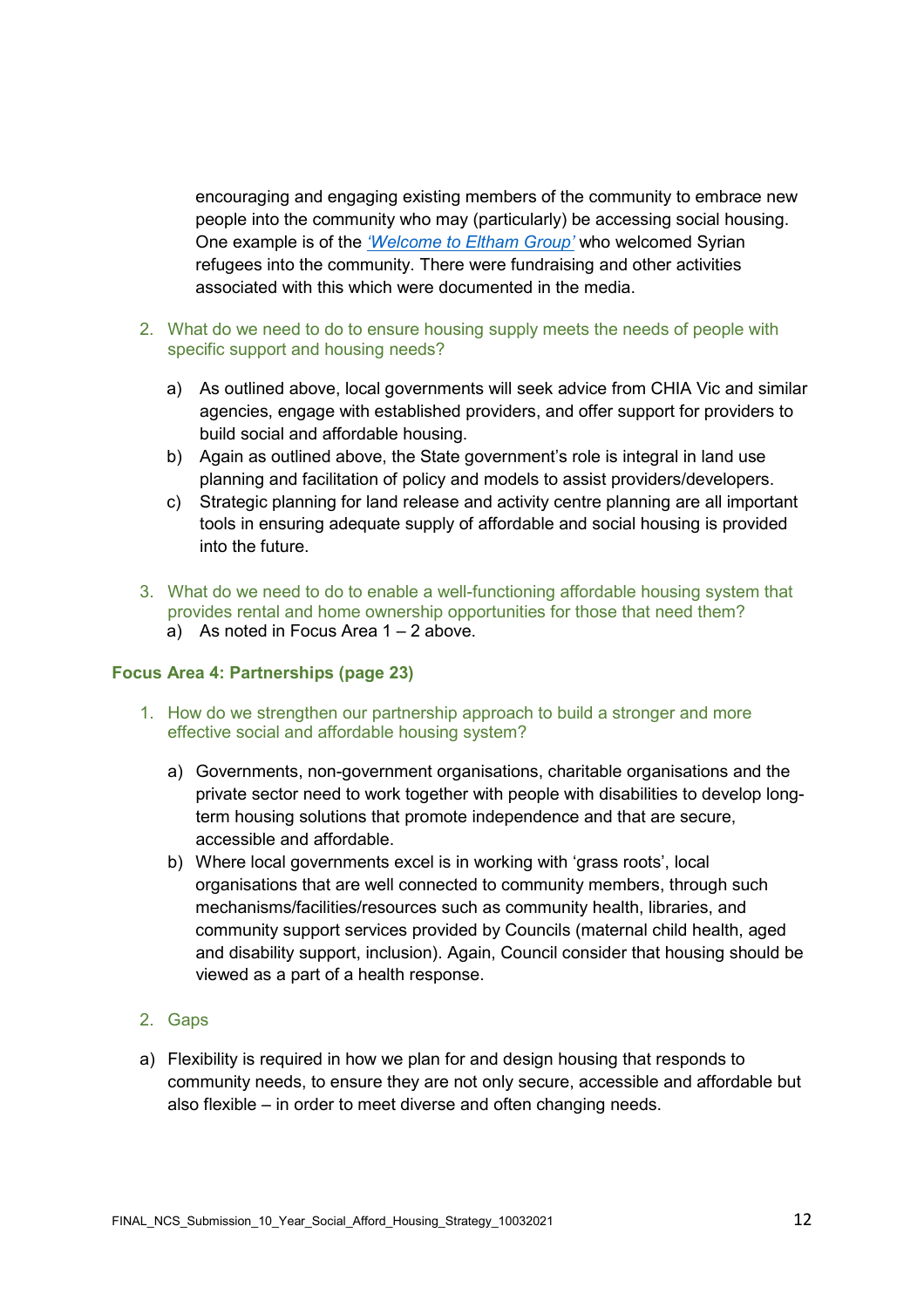encouraging and engaging existing members of the community to embrace new people into the community who may (particularly) be accessing social housing. One example is of the *'Welcome to Eltham Group'* who welcomed Syrian refugees into the community. There were fundraising and other activities associated with this which were documented in the media.

2. What do we need to do to ensure housing supply meets the needs of people with specific support and housing needs?

   a) As outlined above, local governments will seek advice from CHIA Vic and similar agencies, engage with established providers, and offer support for providers to build social and affordable housing.
   b) Again as outlined above, the State government's role is integral in land use planning and facilitation of policy and models to assist providers/developers.
   c) Strategic planning for land release and activity centre planning are all important tools in ensuring adequate supply of affordable and social housing is provided into the future.

3. What do we need to do to enable a well-functioning affordable housing system that provides rental and home ownership opportunities for those that need them?
   a) As noted in Focus Area 1 – 2 above.

**Focus Area 4: Partnerships (page 23)**

1. How do we strengthen our partnership approach to build a stronger and more effective social and affordable housing system?

   a) Governments, non-government organisations, charitable organisations and the private sector need to work together with people with disabilities to develop long-term housing solutions that promote independence and that are secure, accessible and affordable.
   b) Where local governments excel is in working with 'grass roots', local organisations that are well connected to community members, through such mechanisms/facilities/resources such as community health, libraries, and community support services provided by Councils (maternal child health, aged and disability support, inclusion). Again, Council consider that housing should be viewed as a part of a health response.

2. Gaps

a) Flexibility is required in how we plan for and design housing that responds to community needs, to ensure they are not only secure, accessible and affordable but also flexible – in order to meet diverse and often changing needs.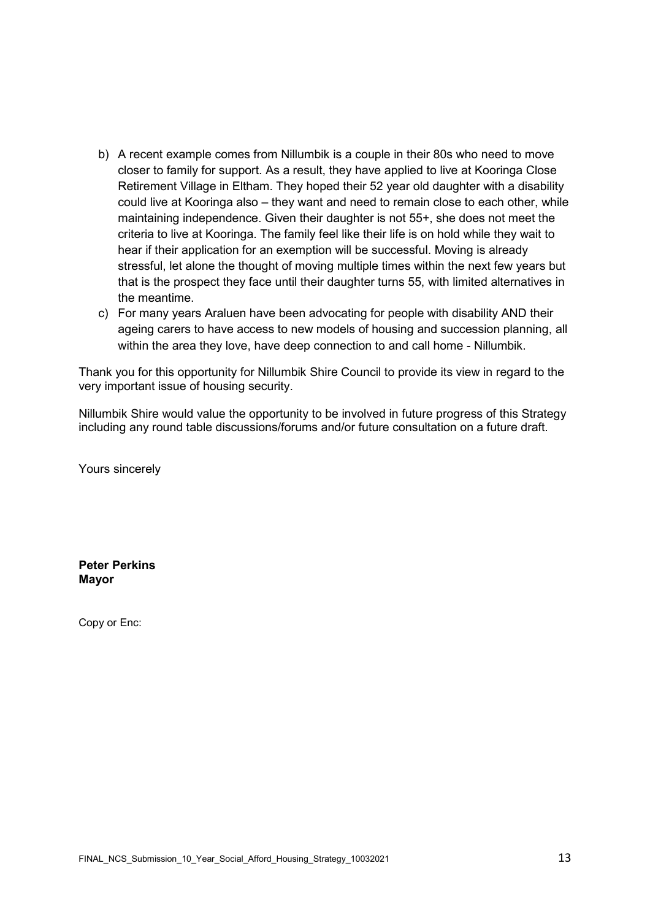b) A recent example comes from Nillumbik is a couple in their 80s who need to move closer to family for support. As a result, they have applied to live at Kooringa Close Retirement Village in Eltham. They hoped their 52 year old daughter with a disability could live at Kooringa also – they want and need to remain close to each other, while maintaining independence. Given their daughter is not 55+, she does not meet the criteria to live at Kooringa. The family feel like their life is on hold while they wait to hear if their application for an exemption will be successful. Moving is already stressful, let alone the thought of moving multiple times within the next few years but that is the prospect they face until their daughter turns 55, with limited alternatives in the meantime.

c) For many years Araluen have been advocating for people with disability AND their ageing carers to have access to new models of housing and succession planning, all within the area they love, have deep connection to and call home - Nillumbik.

Thank you for this opportunity for Nillumbik Shire Council to provide its view in regard to the very important issue of housing security.

Nillumbik Shire would value the opportunity to be involved in future progress of this Strategy including any round table discussions/forums and/or future consultation on a future draft.

Yours sincerely

**Peter Perkins**
**Mayor**

Copy or Enc: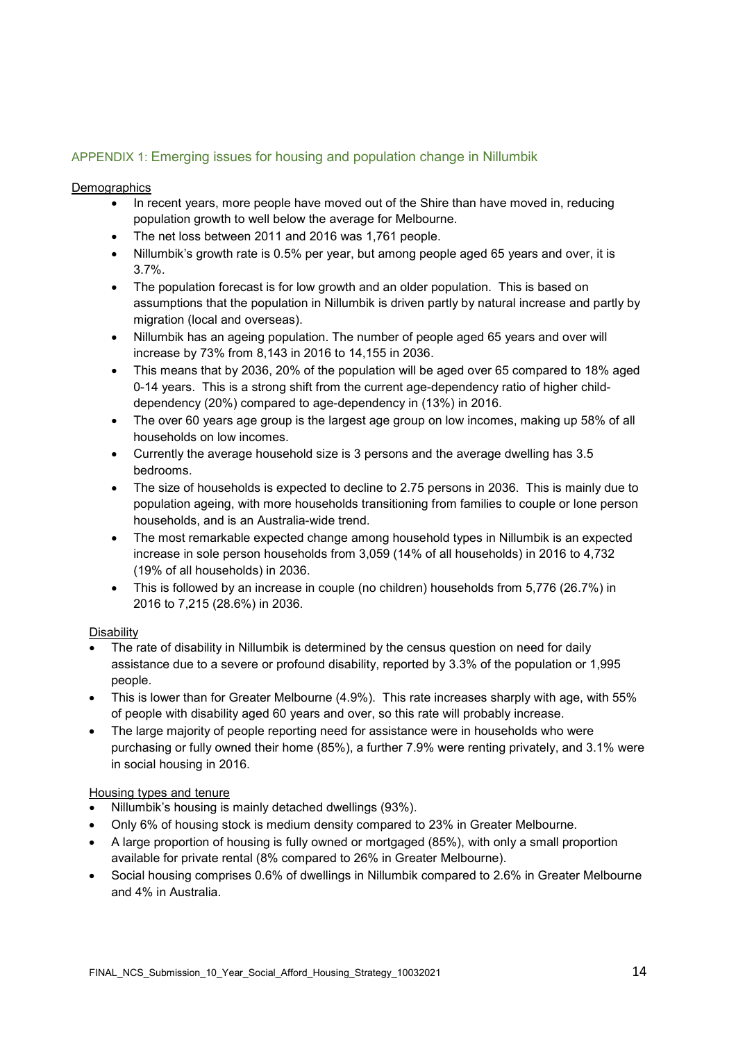## APPENDIX 1: Emerging issues for housing and population change in Nillumbik

Demographics

- In recent years, more people have moved out of the Shire than have moved in, reducing population growth to well below the average for Melbourne.
- The net loss between 2011 and 2016 was 1,761 people.
- Nillumbik's growth rate is 0.5% per year, but among people aged 65 years and over, it is 3.7%.
- The population forecast is for low growth and an older population. This is based on assumptions that the population in Nillumbik is driven partly by natural increase and partly by migration (local and overseas).
- Nillumbik has an ageing population. The number of people aged 65 years and over will increase by 73% from 8,143 in 2016 to 14,155 in 2036.
- This means that by 2036, 20% of the population will be aged over 65 compared to 18% aged 0-14 years. This is a strong shift from the current age-dependency ratio of higher child-dependency (20%) compared to age-dependency in (13%) in 2016.
- The over 60 years age group is the largest age group on low incomes, making up 58% of all households on low incomes.
- Currently the average household size is 3 persons and the average dwelling has 3.5 bedrooms.
- The size of households is expected to decline to 2.75 persons in 2036. This is mainly due to population ageing, with more households transitioning from families to couple or lone person households, and is an Australia-wide trend.
- The most remarkable expected change among household types in Nillumbik is an expected increase in sole person households from 3,059 (14% of all households) in 2016 to 4,732 (19% of all households) in 2036.
- This is followed by an increase in couple (no children) households from 5,776 (26.7%) in 2016 to 7,215 (28.6%) in 2036.

Disability

- The rate of disability in Nillumbik is determined by the census question on need for daily assistance due to a severe or profound disability, reported by 3.3% of the population or 1,995 people.
- This is lower than for Greater Melbourne (4.9%). This rate increases sharply with age, with 55% of people with disability aged 60 years and over, so this rate will probably increase.
- The large majority of people reporting need for assistance were in households who were purchasing or fully owned their home (85%), a further 7.9% were renting privately, and 3.1% were in social housing in 2016.

Housing types and tenure

- Nillumbik's housing is mainly detached dwellings (93%).
- Only 6% of housing stock is medium density compared to 23% in Greater Melbourne.
- A large proportion of housing is fully owned or mortgaged (85%), with only a small proportion available for private rental (8% compared to 26% in Greater Melbourne).
- Social housing comprises 0.6% of dwellings in Nillumbik compared to 2.6% in Greater Melbourne and 4% in Australia.